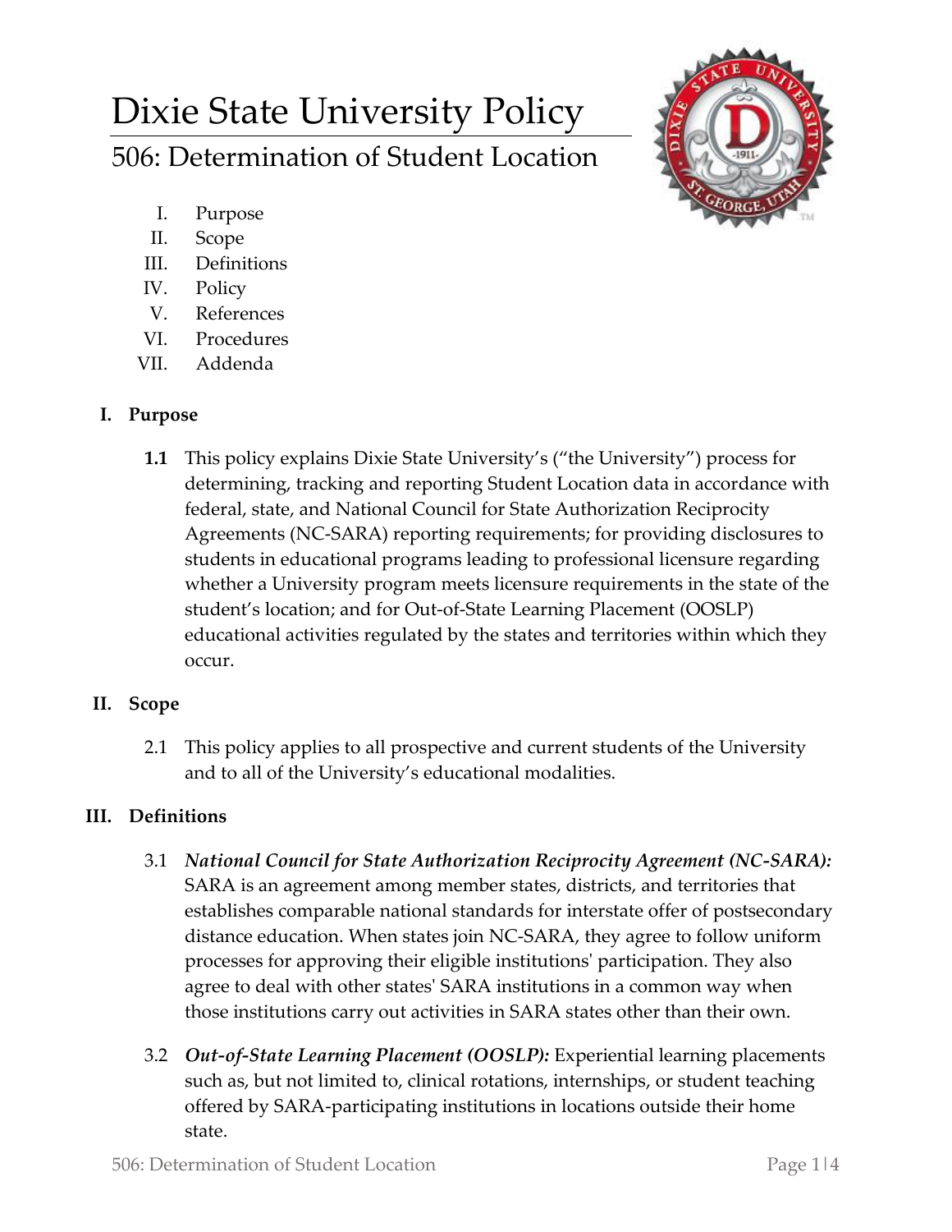# Dixie State University Policy

## 506: Determination of Student Location

I. Purpose
II. Scope
III. Definitions
IV. Policy
V. References
VI. Procedures
VII. Addenda

### I. Purpose

**1.1** This policy explains Dixie State University's ("the University") process for determining, tracking and reporting Student Location data in accordance with federal, state, and National Council for State Authorization Reciprocity Agreements (NC-SARA) reporting requirements; for providing disclosures to students in educational programs leading to professional licensure regarding whether a University program meets licensure requirements in the state of the student's location; and for Out-of-State Learning Placement (OOSLP) educational activities regulated by the states and territories within which they occur.

### II. Scope

2.1 This policy applies to all prospective and current students of the University and to all of the University's educational modalities.

### III. Definitions

3.1 ***National Council for State Authorization Reciprocity Agreement (NC-SARA):*** SARA is an agreement among member states, districts, and territories that establishes comparable national standards for interstate offer of postsecondary distance education. When states join NC-SARA, they agree to follow uniform processes for approving their eligible institutions' participation. They also agree to deal with other states' SARA institutions in a common way when those institutions carry out activities in SARA states other than their own.

3.2 ***Out-of-State Learning Placement (OOSLP):*** Experiential learning placements such as, but not limited to, clinical rotations, internships, or student teaching offered by SARA-participating institutions in locations outside their home state.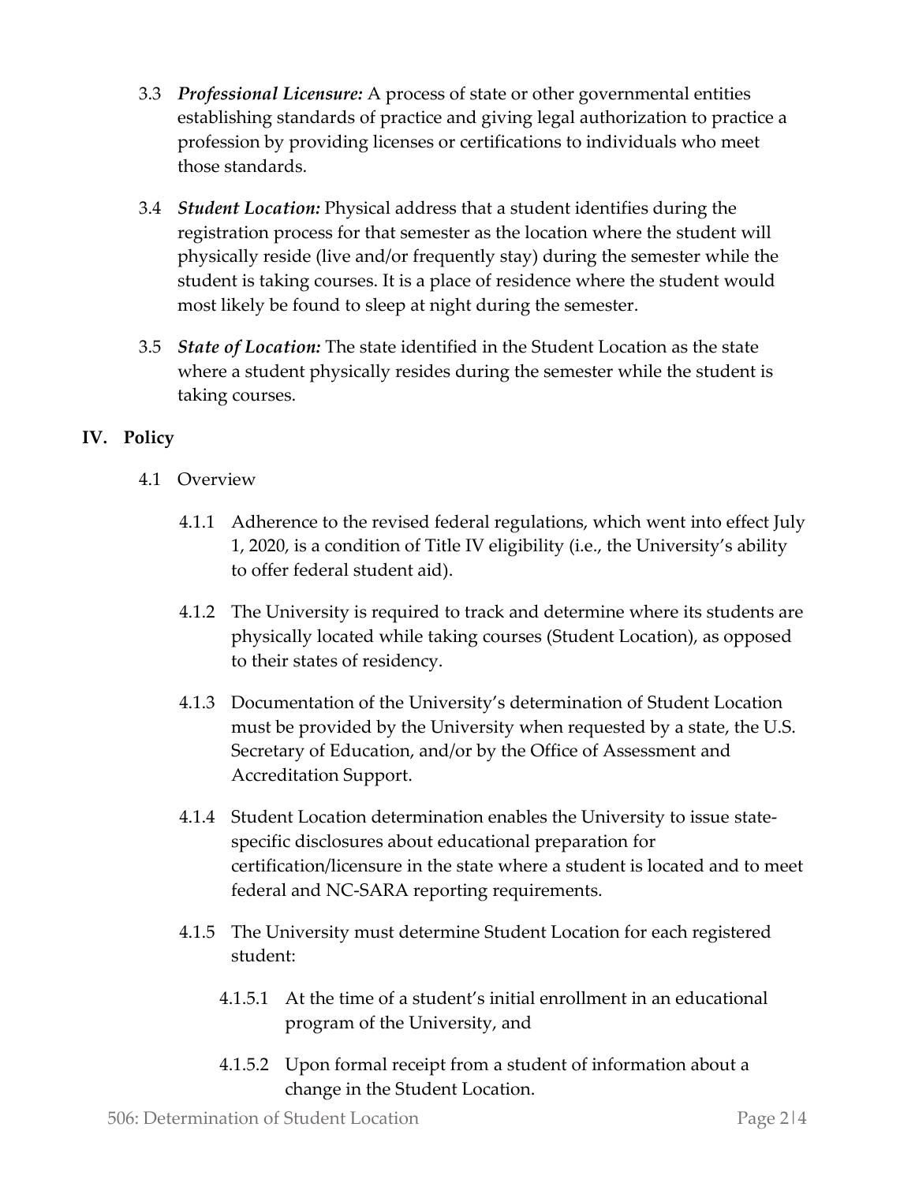3.3 ***Professional Licensure:*** A process of state or other governmental entities establishing standards of practice and giving legal authorization to practice a profession by providing licenses or certifications to individuals who meet those standards.

3.4 ***Student Location:*** Physical address that a student identifies during the registration process for that semester as the location where the student will physically reside (live and/or frequently stay) during the semester while the student is taking courses. It is a place of residence where the student would most likely be found to sleep at night during the semester.

3.5 ***State of Location:*** The state identified in the Student Location as the state where a student physically resides during the semester while the student is taking courses.

## IV. Policy

4.1 Overview

4.1.1 Adherence to the revised federal regulations, which went into effect July 1, 2020, is a condition of Title IV eligibility (i.e., the University's ability to offer federal student aid).

4.1.2 The University is required to track and determine where its students are physically located while taking courses (Student Location), as opposed to their states of residency.

4.1.3 Documentation of the University's determination of Student Location must be provided by the University when requested by a state, the U.S. Secretary of Education, and/or by the Office of Assessment and Accreditation Support.

4.1.4 Student Location determination enables the University to issue state-specific disclosures about educational preparation for certification/licensure in the state where a student is located and to meet federal and NC-SARA reporting requirements.

4.1.5 The University must determine Student Location for each registered student:

4.1.5.1 At the time of a student's initial enrollment in an educational program of the University, and

4.1.5.2 Upon formal receipt from a student of information about a change in the Student Location.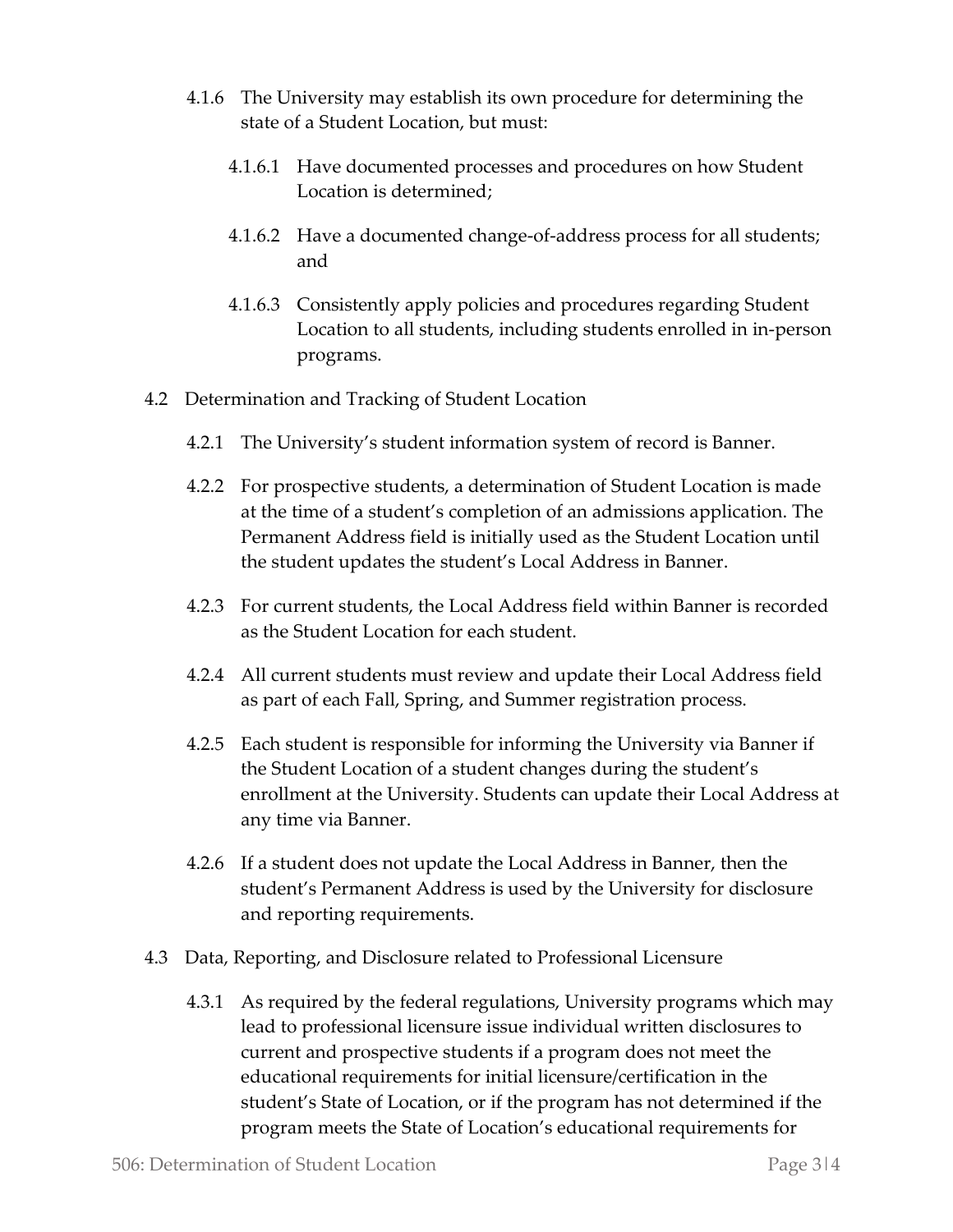4.1.6 The University may establish its own procedure for determining the state of a Student Location, but must:

4.1.6.1 Have documented processes and procedures on how Student Location is determined;

4.1.6.2 Have a documented change-of-address process for all students; and

4.1.6.3 Consistently apply policies and procedures regarding Student Location to all students, including students enrolled in in-person programs.

4.2 Determination and Tracking of Student Location

4.2.1 The University's student information system of record is Banner.

4.2.2 For prospective students, a determination of Student Location is made at the time of a student's completion of an admissions application. The Permanent Address field is initially used as the Student Location until the student updates the student's Local Address in Banner.

4.2.3 For current students, the Local Address field within Banner is recorded as the Student Location for each student.

4.2.4 All current students must review and update their Local Address field as part of each Fall, Spring, and Summer registration process.

4.2.5 Each student is responsible for informing the University via Banner if the Student Location of a student changes during the student's enrollment at the University. Students can update their Local Address at any time via Banner.

4.2.6 If a student does not update the Local Address in Banner, then the student's Permanent Address is used by the University for disclosure and reporting requirements.

4.3 Data, Reporting, and Disclosure related to Professional Licensure

4.3.1 As required by the federal regulations, University programs which may lead to professional licensure issue individual written disclosures to current and prospective students if a program does not meet the educational requirements for initial licensure/certification in the student's State of Location, or if the program has not determined if the program meets the State of Location's educational requirements for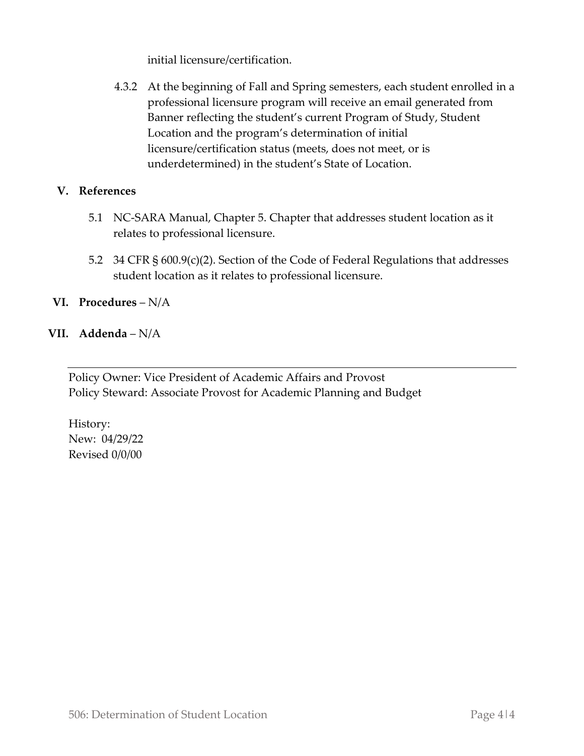initial licensure/certification.

4.3.2 At the beginning of Fall and Spring semesters, each student enrolled in a professional licensure program will receive an email generated from Banner reflecting the student's current Program of Study, Student Location and the program's determination of initial licensure/certification status (meets, does not meet, or is underdetermined) in the student's State of Location.

## V. References

5.1 NC-SARA Manual, Chapter 5. Chapter that addresses student location as it relates to professional licensure.

5.2 34 CFR § 600.9(c)(2). Section of the Code of Federal Regulations that addresses student location as it relates to professional licensure.

## VI. Procedures – N/A

## VII. Addenda – N/A

---

Policy Owner: Vice President of Academic Affairs and Provost
Policy Steward: Associate Provost for Academic Planning and Budget

History:
New: 04/29/22
Revised 0/0/00